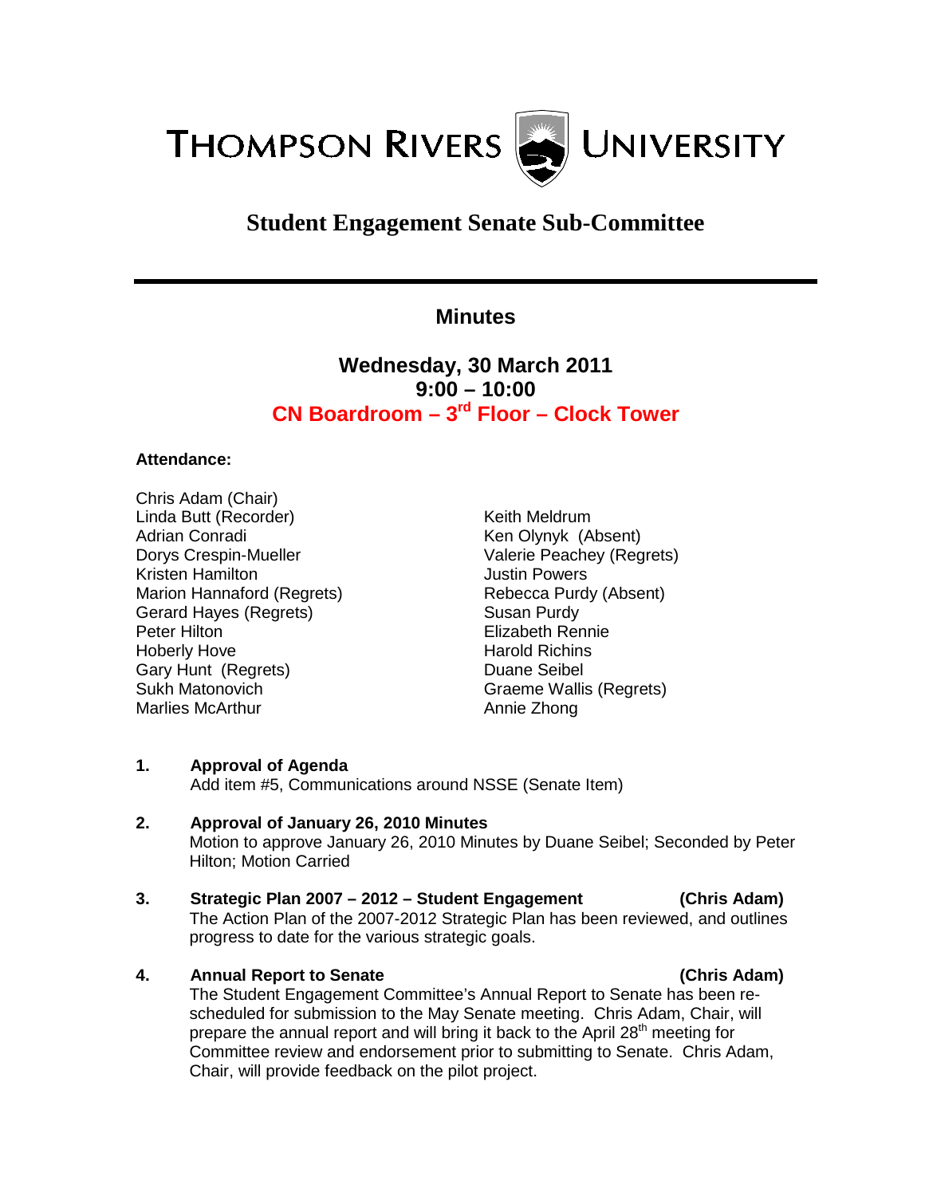THOMPSON RIVERS UNIVERSITY

# Student Engagement Senate Sub-Committee

---

## Minutes

### Wednesday, 30 March 2011
### 9:00 – 10:00
### CN Boardroom – 3rd Floor – Clock Tower

**Attendance:**

Chris Adam (Chair)
Linda Butt (Recorder)
Adrian Conradi
Dorys Crespin-Mueller
Kristen Hamilton
Marion Hannaford (Regrets)
Gerard Hayes (Regrets)
Peter Hilton
Hoberly Hove
Gary Hunt (Regrets)
Sukh Matonovich
Marlies McArthur
Keith Meldrum
Ken Olynyk (Absent)
Valerie Peachey (Regrets)
Justin Powers
Rebecca Purdy (Absent)
Susan Purdy
Elizabeth Rennie
Harold Richins
Duane Seibel
Graeme Wallis (Regrets)
Annie Zhong

1. **Approval of Agenda**
   Add item #5, Communications around NSSE (Senate Item)

2. **Approval of January 26, 2010 Minutes**
   Motion to approve January 26, 2010 Minutes by Duane Seibel; Seconded by Peter Hilton; Motion Carried

3. **Strategic Plan 2007 – 2012 – Student Engagement** **(Chris Adam)**
   The Action Plan of the 2007-2012 Strategic Plan has been reviewed, and outlines progress to date for the various strategic goals.

4. **Annual Report to Senate** **(Chris Adam)**
   The Student Engagement Committee's Annual Report to Senate has been re-scheduled for submission to the May Senate meeting. Chris Adam, Chair, will prepare the annual report and will bring it back to the April 28th meeting for Committee review and endorsement prior to submitting to Senate. Chris Adam, Chair, will provide feedback on the pilot project.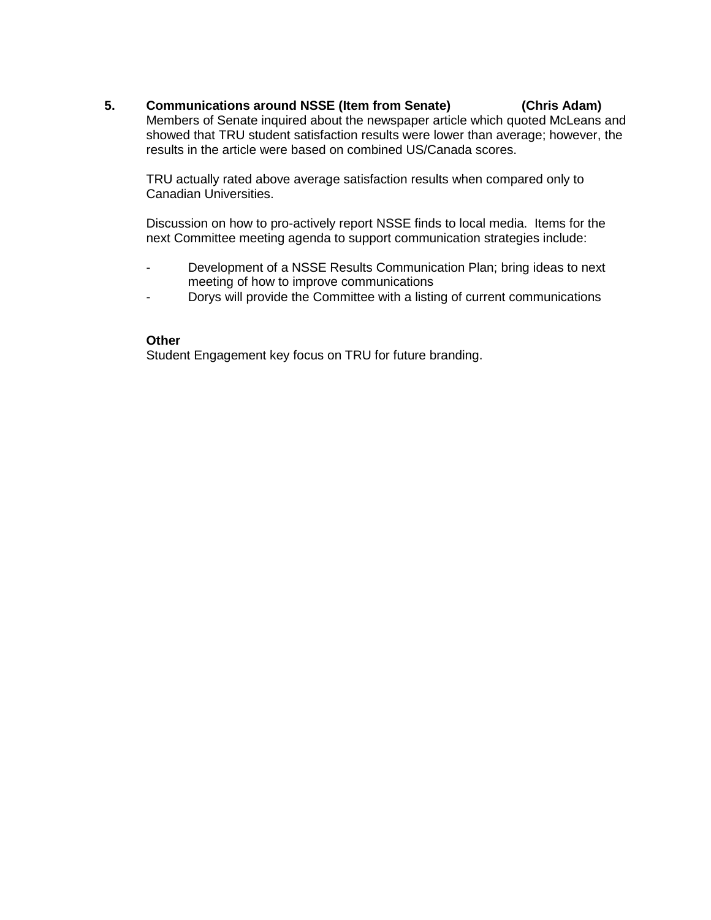**5. Communications around NSSE (Item from Senate) (Chris Adam)**

Members of Senate inquired about the newspaper article which quoted McLeans and showed that TRU student satisfaction results were lower than average; however, the results in the article were based on combined US/Canada scores.

TRU actually rated above average satisfaction results when compared only to Canadian Universities.

Discussion on how to pro-actively report NSSE finds to local media. Items for the next Committee meeting agenda to support communication strategies include:

- Development of a NSSE Results Communication Plan; bring ideas to next meeting of how to improve communications
- Dorys will provide the Committee with a listing of current communications

**Other**

Student Engagement key focus on TRU for future branding.